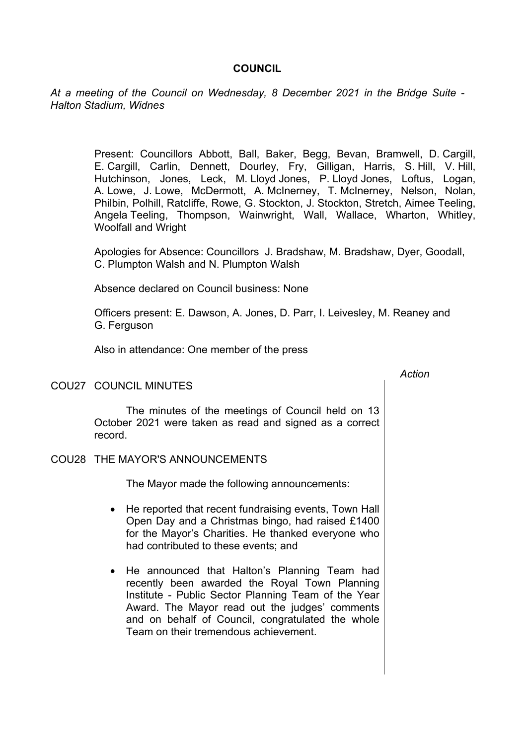# COUNCIL

*At a meeting of the Council on Wednesday, 8 December 2021 in the Bridge Suite - Halton Stadium, Widnes*

Present: Councillors Abbott, Ball, Baker, Begg, Bevan, Bramwell, D. Cargill, E. Cargill, Carlin, Dennett, Dourley, Fry, Gilligan, Harris, S. Hill, V. Hill, Hutchinson, Jones, Leck, M. Lloyd Jones, P. Lloyd Jones, Loftus, Logan, A. Lowe, J. Lowe, McDermott, A. McInerney, T. McInerney, Nelson, Nolan, Philbin, Polhill, Ratcliffe, Rowe, G. Stockton, J. Stockton, Stretch, Aimee Teeling, Angela Teeling, Thompson, Wainwright, Wall, Wallace, Wharton, Whitley, Woolfall and Wright

Apologies for Absence: Councillors J. Bradshaw, M. Bradshaw, Dyer, Goodall, C. Plumpton Walsh and N. Plumpton Walsh

Absence declared on Council business: None

Officers present: E. Dawson, A. Jones, D. Parr, I. Leivesley, M. Reaney and G. Ferguson

Also in attendance: One member of the press

*Action*

## COU27 COUNCIL MINUTES

The minutes of the meetings of Council held on 13 October 2021 were taken as read and signed as a correct record.

## COU28 THE MAYOR'S ANNOUNCEMENTS

The Mayor made the following announcements:

- He reported that recent fundraising events, Town Hall Open Day and a Christmas bingo, had raised £1400 for the Mayor's Charities. He thanked everyone who had contributed to these events; and

- He announced that Halton's Planning Team had recently been awarded the Royal Town Planning Institute - Public Sector Planning Team of the Year Award. The Mayor read out the judges' comments and on behalf of Council, congratulated the whole Team on their tremendous achievement.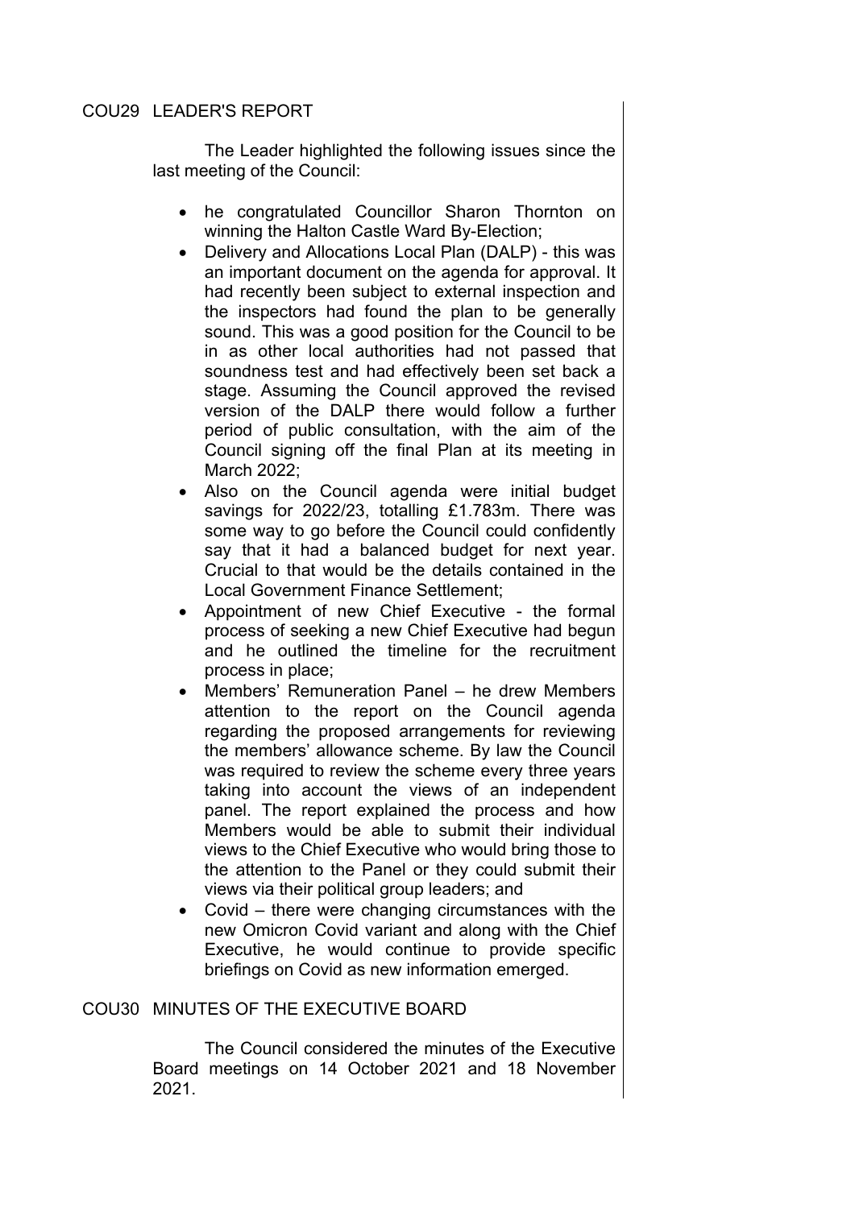## COU29 LEADER'S REPORT

The Leader highlighted the following issues since the last meeting of the Council:

- he congratulated Councillor Sharon Thornton on winning the Halton Castle Ward By-Election;
- Delivery and Allocations Local Plan (DALP) - this was an important document on the agenda for approval. It had recently been subject to external inspection and the inspectors had found the plan to be generally sound. This was a good position for the Council to be in as other local authorities had not passed that soundness test and had effectively been set back a stage. Assuming the Council approved the revised version of the DALP there would follow a further period of public consultation, with the aim of the Council signing off the final Plan at its meeting in March 2022;
- Also on the Council agenda were initial budget savings for 2022/23, totalling £1.783m. There was some way to go before the Council could confidently say that it had a balanced budget for next year. Crucial to that would be the details contained in the Local Government Finance Settlement;
- Appointment of new Chief Executive - the formal process of seeking a new Chief Executive had begun and he outlined the timeline for the recruitment process in place;
- Members' Remuneration Panel – he drew Members attention to the report on the Council agenda regarding the proposed arrangements for reviewing the members' allowance scheme. By law the Council was required to review the scheme every three years taking into account the views of an independent panel. The report explained the process and how Members would be able to submit their individual views to the Chief Executive who would bring those to the attention to the Panel or they could submit their views via their political group leaders; and
- Covid – there were changing circumstances with the new Omicron Covid variant and along with the Chief Executive, he would continue to provide specific briefings on Covid as new information emerged.

## COU30 MINUTES OF THE EXECUTIVE BOARD

The Council considered the minutes of the Executive Board meetings on 14 October 2021 and 18 November 2021.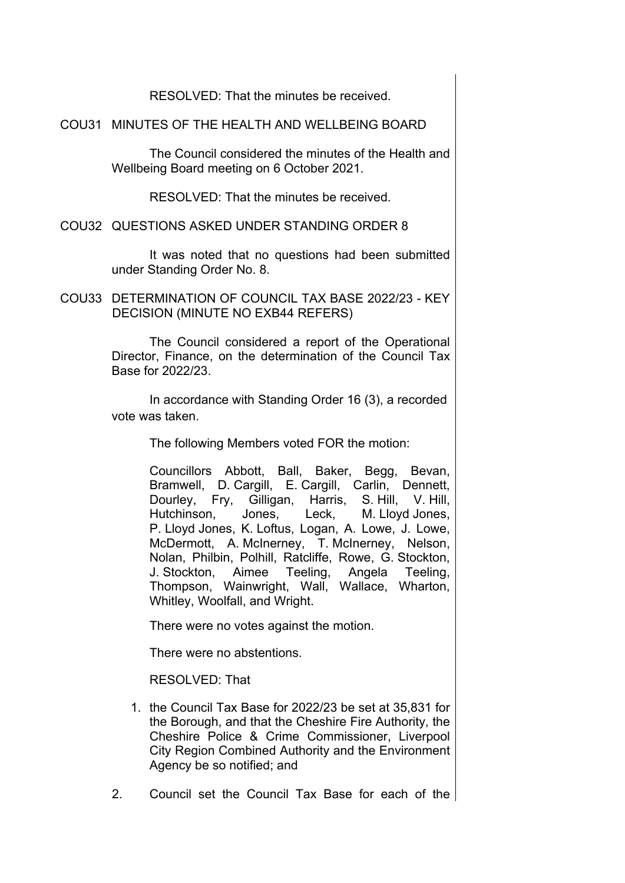RESOLVED: That the minutes be received.

COU31 MINUTES OF THE HEALTH AND WELLBEING BOARD

The Council considered the minutes of the Health and Wellbeing Board meeting on 6 October 2021.

RESOLVED: That the minutes be received.

COU32 QUESTIONS ASKED UNDER STANDING ORDER 8

It was noted that no questions had been submitted under Standing Order No. 8.

COU33 DETERMINATION OF COUNCIL TAX BASE 2022/23 - KEY DECISION (MINUTE NO EXB44 REFERS)

The Council considered a report of the Operational Director, Finance, on the determination of the Council Tax Base for 2022/23.

In accordance with Standing Order 16 (3), a recorded vote was taken.

The following Members voted FOR the motion:

Councillors Abbott, Ball, Baker, Begg, Bevan, Bramwell, D. Cargill, E. Cargill, Carlin, Dennett, Dourley, Fry, Gilligan, Harris, S. Hill, V. Hill, Hutchinson, Jones, Leck, M. Lloyd Jones, P. Lloyd Jones, K. Loftus, Logan, A. Lowe, J. Lowe, McDermott, A. McInerney, T. McInerney, Nelson, Nolan, Philbin, Polhill, Ratcliffe, Rowe, G. Stockton, J. Stockton, Aimee Teeling, Angela Teeling, Thompson, Wainwright, Wall, Wallace, Wharton, Whitley, Woolfall, and Wright.

There were no votes against the motion.

There were no abstentions.

RESOLVED: That

1. the Council Tax Base for 2022/23 be set at 35,831 for the Borough, and that the Cheshire Fire Authority, the Cheshire Police & Crime Commissioner, Liverpool City Region Combined Authority and the Environment Agency be so notified; and

2. Council set the Council Tax Base for each of the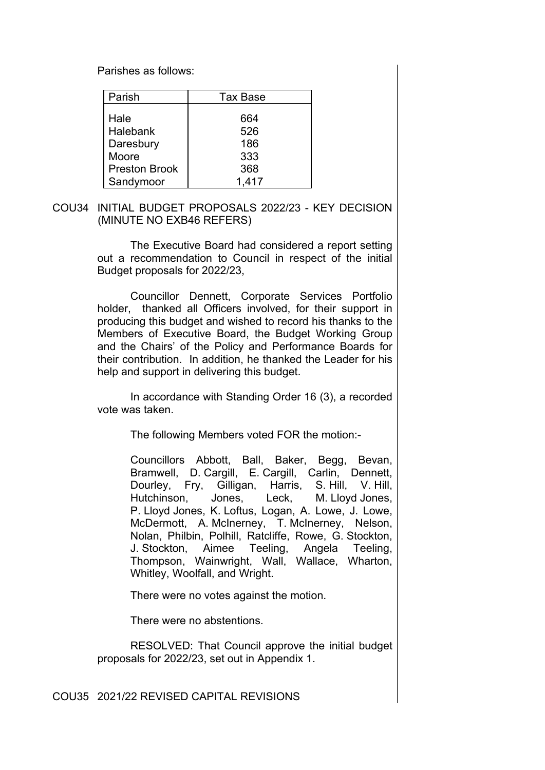Parishes as follows:

| Parish | Tax Base |
|---|---|
| Hale | 664 |
| Halebank | 526 |
| Daresbury | 186 |
| Moore | 333 |
| Preston Brook | 368 |
| Sandymoor | 1,417 |

COU34 INITIAL BUDGET PROPOSALS 2022/23 - KEY DECISION (MINUTE NO EXB46 REFERS)

The Executive Board had considered a report setting out a recommendation to Council in respect of the initial Budget proposals for 2022/23,

Councillor Dennett, Corporate Services Portfolio holder, thanked all Officers involved, for their support in producing this budget and wished to record his thanks to the Members of Executive Board, the Budget Working Group and the Chairs' of the Policy and Performance Boards for their contribution. In addition, he thanked the Leader for his help and support in delivering this budget.

In accordance with Standing Order 16 (3), a recorded vote was taken.

The following Members voted FOR the motion:-

Councillors Abbott, Ball, Baker, Begg, Bevan, Bramwell, D. Cargill, E. Cargill, Carlin, Dennett, Dourley, Fry, Gilligan, Harris, S. Hill, V. Hill, Hutchinson, Jones, Leck, M. Lloyd Jones, P. Lloyd Jones, K. Loftus, Logan, A. Lowe, J. Lowe, McDermott, A. McInerney, T. McInerney, Nelson, Nolan, Philbin, Polhill, Ratcliffe, Rowe, G. Stockton, J. Stockton, Aimee Teeling, Angela Teeling, Thompson, Wainwright, Wall, Wallace, Wharton, Whitley, Woolfall, and Wright.

There were no votes against the motion.

There were no abstentions.

RESOLVED: That Council approve the initial budget proposals for 2022/23, set out in Appendix 1.

COU35 2021/22 REVISED CAPITAL REVISIONS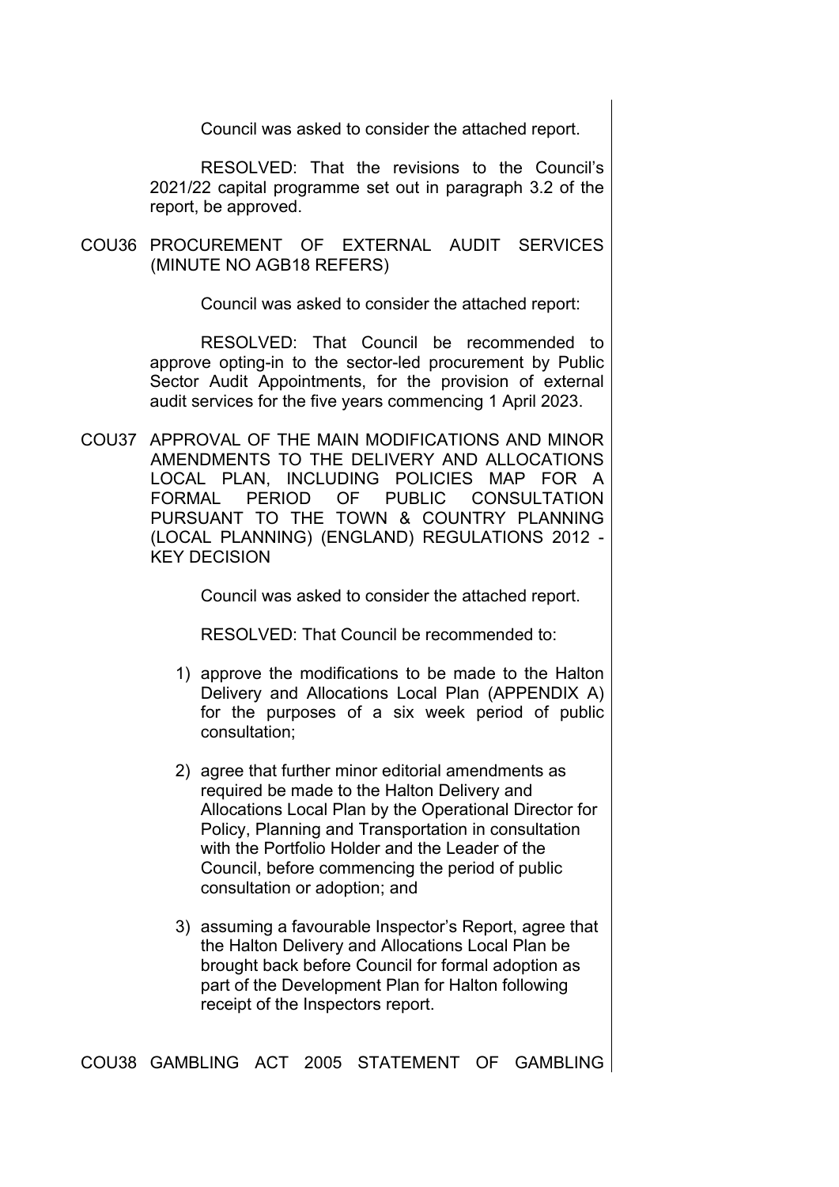Council was asked to consider the attached report.

RESOLVED: That the revisions to the Council's 2021/22 capital programme set out in paragraph 3.2 of the report, be approved.

COU36 PROCUREMENT OF EXTERNAL AUDIT SERVICES (MINUTE NO AGB18 REFERS)

Council was asked to consider the attached report:

RESOLVED: That Council be recommended to approve opting-in to the sector-led procurement by Public Sector Audit Appointments, for the provision of external audit services for the five years commencing 1 April 2023.

COU37 APPROVAL OF THE MAIN MODIFICATIONS AND MINOR AMENDMENTS TO THE DELIVERY AND ALLOCATIONS LOCAL PLAN, INCLUDING POLICIES MAP FOR A FORMAL PERIOD OF PUBLIC CONSULTATION PURSUANT TO THE TOWN & COUNTRY PLANNING (LOCAL PLANNING) (ENGLAND) REGULATIONS 2012 - KEY DECISION

Council was asked to consider the attached report.

RESOLVED: That Council be recommended to:

1) approve the modifications to be made to the Halton Delivery and Allocations Local Plan (APPENDIX A) for the purposes of a six week period of public consultation;

2) agree that further minor editorial amendments as required be made to the Halton Delivery and Allocations Local Plan by the Operational Director for Policy, Planning and Transportation in consultation with the Portfolio Holder and the Leader of the Council, before commencing the period of public consultation or adoption; and

3) assuming a favourable Inspector's Report, agree that the Halton Delivery and Allocations Local Plan be brought back before Council for formal adoption as part of the Development Plan for Halton following receipt of the Inspectors report.

COU38 GAMBLING ACT 2005 STATEMENT OF GAMBLING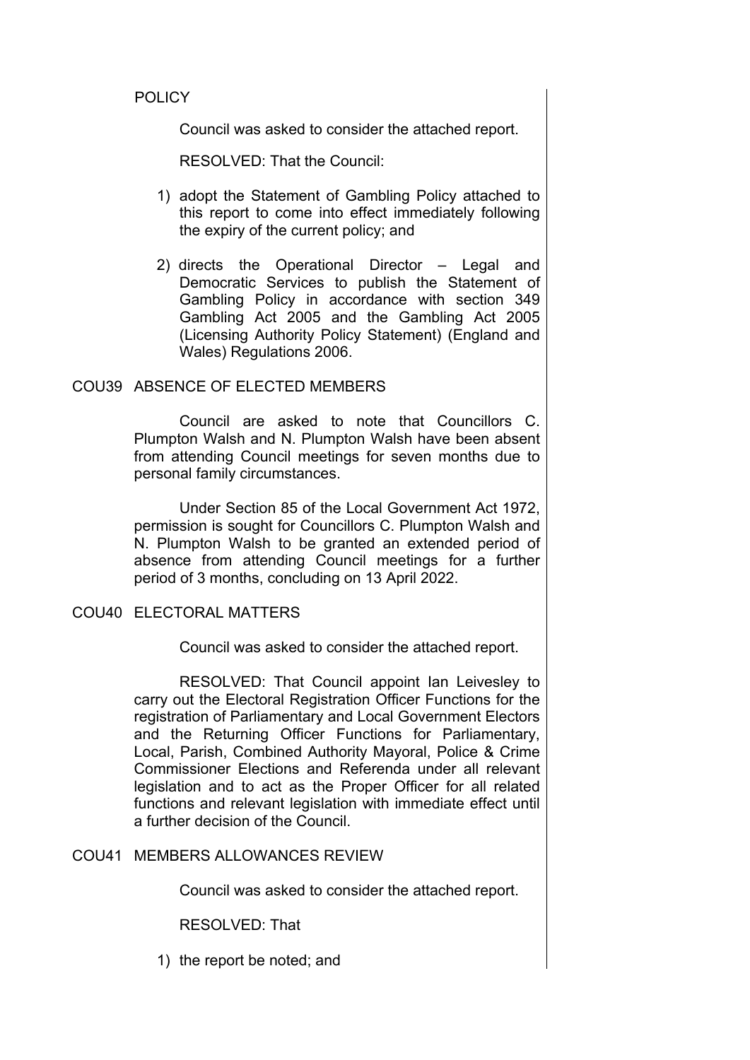POLICY

Council was asked to consider the attached report.

RESOLVED: That the Council:

1) adopt the Statement of Gambling Policy attached to this report to come into effect immediately following the expiry of the current policy; and

2) directs the Operational Director – Legal and Democratic Services to publish the Statement of Gambling Policy in accordance with section 349 Gambling Act 2005 and the Gambling Act 2005 (Licensing Authority Policy Statement) (England and Wales) Regulations 2006.

## COU39 ABSENCE OF ELECTED MEMBERS

Council are asked to note that Councillors C. Plumpton Walsh and N. Plumpton Walsh have been absent from attending Council meetings for seven months due to personal family circumstances.

Under Section 85 of the Local Government Act 1972, permission is sought for Councillors C. Plumpton Walsh and N. Plumpton Walsh to be granted an extended period of absence from attending Council meetings for a further period of 3 months, concluding on 13 April 2022.

## COU40 ELECTORAL MATTERS

Council was asked to consider the attached report.

RESOLVED: That Council appoint Ian Leivesley to carry out the Electoral Registration Officer Functions for the registration of Parliamentary and Local Government Electors and the Returning Officer Functions for Parliamentary, Local, Parish, Combined Authority Mayoral, Police & Crime Commissioner Elections and Referenda under all relevant legislation and to act as the Proper Officer for all related functions and relevant legislation with immediate effect until a further decision of the Council.

## COU41 MEMBERS ALLOWANCES REVIEW

Council was asked to consider the attached report.

RESOLVED: That

1) the report be noted; and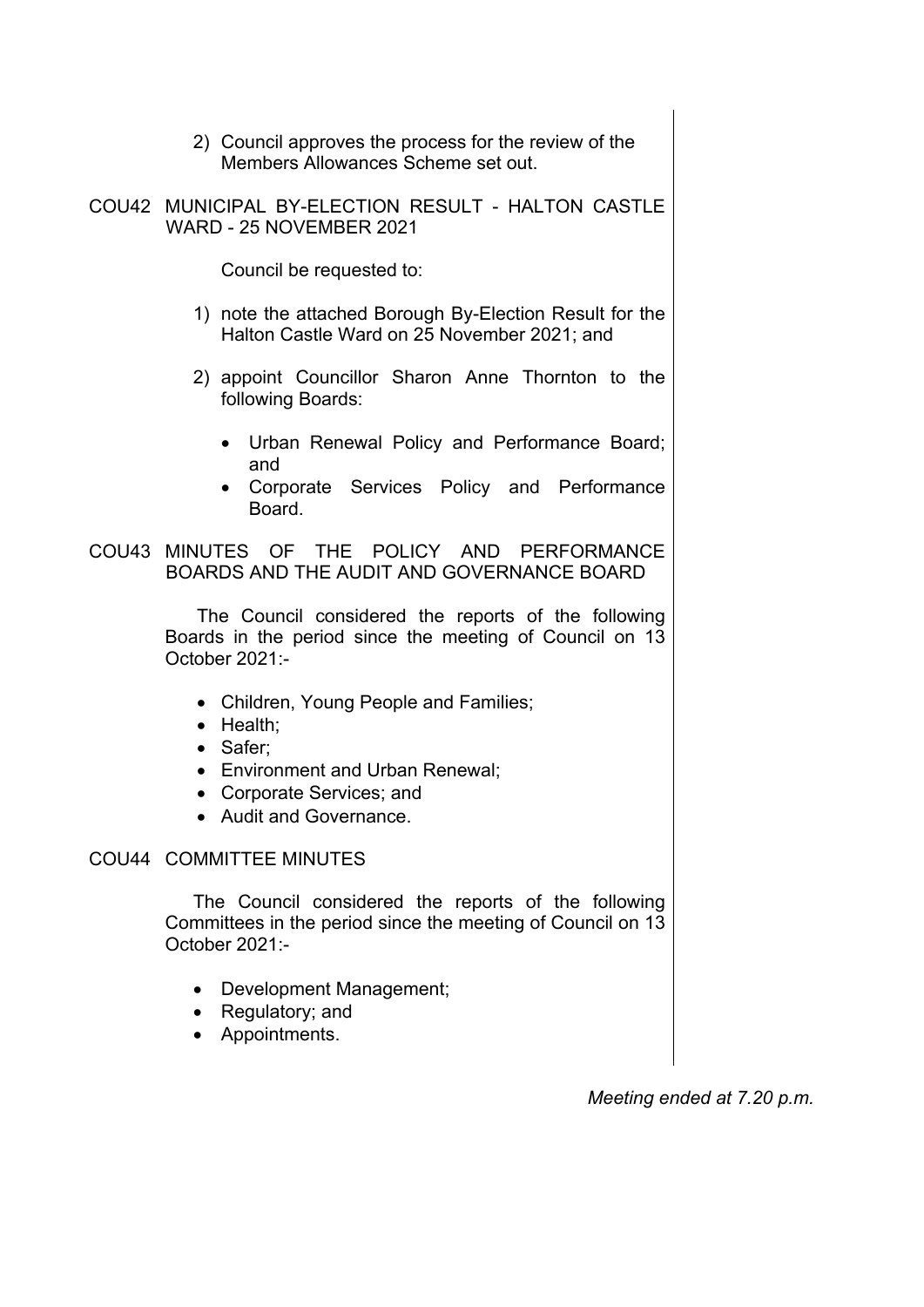2) Council approves the process for the review of the Members Allowances Scheme set out.

COU42 MUNICIPAL BY-ELECTION RESULT - HALTON CASTLE WARD - 25 NOVEMBER 2021

Council be requested to:

1) note the attached Borough By-Election Result for the Halton Castle Ward on 25 November 2021; and

2) appoint Councillor Sharon Anne Thornton to the following Boards:

   - Urban Renewal Policy and Performance Board; and
   - Corporate Services Policy and Performance Board.

COU43 MINUTES OF THE POLICY AND PERFORMANCE BOARDS AND THE AUDIT AND GOVERNANCE BOARD

The Council considered the reports of the following Boards in the period since the meeting of Council on 13 October 2021:-

- Children, Young People and Families;
- Health;
- Safer;
- Environment and Urban Renewal;
- Corporate Services; and
- Audit and Governance.

COU44 COMMITTEE MINUTES

The Council considered the reports of the following Committees in the period since the meeting of Council on 13 October 2021:-

- Development Management;
- Regulatory; and
- Appointments.

*Meeting ended at 7.20 p.m.*